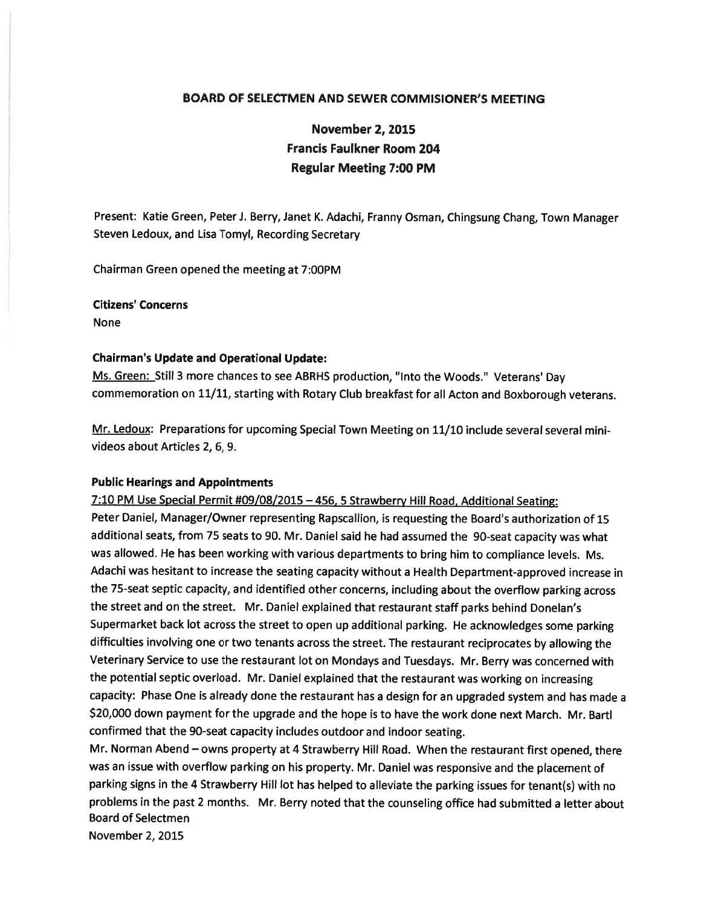## BOARD OF SELECTMEN AND SEWER COMMISIONER'S MEETING

### November 2, 2015
### Francis Faulkner Room 204
### Regular Meeting 7:00 PM

Present: Katie Green, Peter J. Berry, Janet K. Adachi, Franny Osman, Chingsung Chang, Town Manager Steven Ledoux, and Lisa Tomyl, Recording Secretary

Chairman Green opened the meeting at 7:00PM

**Citizens' Concerns**

None

**Chairman's Update and Operational Update:**

Ms. Green: Still 3 more chances to see ABRHS production, "Into the Woods." Veterans' Day commemoration on 11/11, starting with Rotary Club breakfast for all Acton and Boxborough veterans.

Mr. Ledoux: Preparations for upcoming Special Town Meeting on 11/10 include several several mini-videos about Articles 2, 6, 9.

**Public Hearings and Appointments**

7:10 PM Use Special Permit #09/08/2015 – 456, 5 Strawberry Hill Road, Additional Seating:

Peter Daniel, Manager/Owner representing Rapscallion, is requesting the Board's authorization of 15 additional seats, from 75 seats to 90. Mr. Daniel said he had assumed the 90-seat capacity was what was allowed. He has been working with various departments to bring him to compliance levels. Ms. Adachi was hesitant to increase the seating capacity without a Health Department-approved increase in the 75-seat septic capacity, and identified other concerns, including about the overflow parking across the street and on the street. Mr. Daniel explained that restaurant staff parks behind Donelan's Supermarket back lot across the street to open up additional parking. He acknowledges some parking difficulties involving one or two tenants across the street. The restaurant reciprocates by allowing the Veterinary Service to use the restaurant lot on Mondays and Tuesdays. Mr. Berry was concerned with the potential septic overload. Mr. Daniel explained that the restaurant was working on increasing capacity: Phase One is already done the restaurant has a design for an upgraded system and has made a $20,000 down payment for the upgrade and the hope is to have the work done next March. Mr. Bartl confirmed that the 90-seat capacity includes outdoor and indoor seating.

Mr. Norman Abend – owns property at 4 Strawberry Hill Road. When the restaurant first opened, there was an issue with overflow parking on his property. Mr. Daniel was responsive and the placement of parking signs in the 4 Strawberry Hill lot has helped to alleviate the parking issues for tenant(s) with no problems in the past 2 months. Mr. Berry noted that the counseling office had submitted a letter about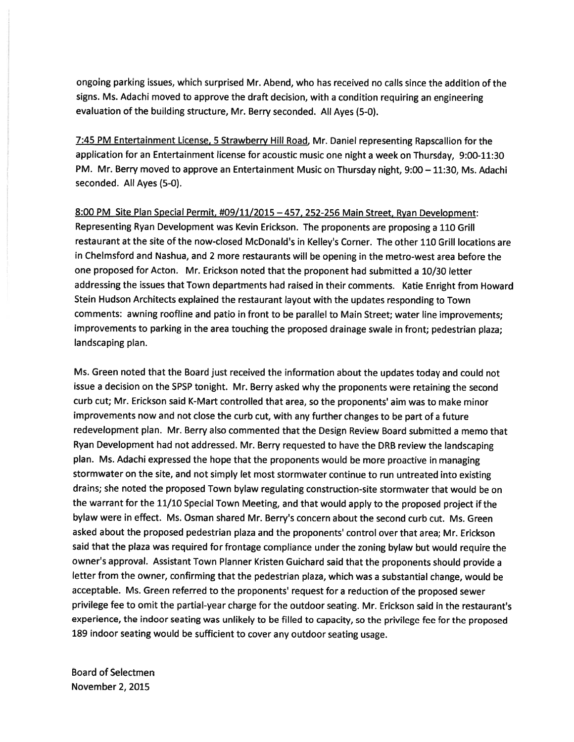ongoing parking issues, which surprised Mr. Abend, who has received no calls since the addition of the signs. Ms. Adachi moved to approve the draft decision, with a condition requiring an engineering evaluation of the building structure, Mr. Berry seconded. All Ayes (5-0).

<u>7:45 PM Entertainment License, 5 Strawberry Hill Road</u>, Mr. Daniel representing Rapscallion for the application for an Entertainment license for acoustic music one night a week on Thursday, 9:00-11:30 PM. Mr. Berry moved to approve an Entertainment Music on Thursday night, 9:00 – 11:30, Ms. Adachi seconded. All Ayes (5-0).

<u>8:00 PM Site Plan Special Permit, #09/11/2015 – 457, 252-256 Main Street, Ryan Development</u>: Representing Ryan Development was Kevin Erickson. The proponents are proposing a 110 Grill restaurant at the site of the now-closed McDonald's in Kelley's Corner. The other 110 Grill locations are in Chelmsford and Nashua, and 2 more restaurants will be opening in the metro-west area before the one proposed for Acton. Mr. Erickson noted that the proponent had submitted a 10/30 letter addressing the issues that Town departments had raised in their comments. Katie Enright from Howard Stein Hudson Architects explained the restaurant layout with the updates responding to Town comments: awning roofline and patio in front to be parallel to Main Street; water line improvements; improvements to parking in the area touching the proposed drainage swale in front; pedestrian plaza; landscaping plan.

Ms. Green noted that the Board just received the information about the updates today and could not issue a decision on the SPSP tonight. Mr. Berry asked why the proponents were retaining the second curb cut; Mr. Erickson said K-Mart controlled that area, so the proponents' aim was to make minor improvements now and not close the curb cut, with any further changes to be part of a future redevelopment plan. Mr. Berry also commented that the Design Review Board submitted a memo that Ryan Development had not addressed. Mr. Berry requested to have the DRB review the landscaping plan. Ms. Adachi expressed the hope that the proponents would be more proactive in managing stormwater on the site, and not simply let most stormwater continue to run untreated into existing drains; she noted the proposed Town bylaw regulating construction-site stormwater that would be on the warrant for the 11/10 Special Town Meeting, and that would apply to the proposed project if the bylaw were in effect. Ms. Osman shared Mr. Berry's concern about the second curb cut. Ms. Green asked about the proposed pedestrian plaza and the proponents' control over that area; Mr. Erickson said that the plaza was required for frontage compliance under the zoning bylaw but would require the owner's approval. Assistant Town Planner Kristen Guichard said that the proponents should provide a letter from the owner, confirming that the pedestrian plaza, which was a substantial change, would be acceptable. Ms. Green referred to the proponents' request for a reduction of the proposed sewer privilege fee to omit the partial-year charge for the outdoor seating. Mr. Erickson said in the restaurant's experience, the indoor seating was unlikely to be filled to capacity, so the privilege fee for the proposed 189 indoor seating would be sufficient to cover any outdoor seating usage.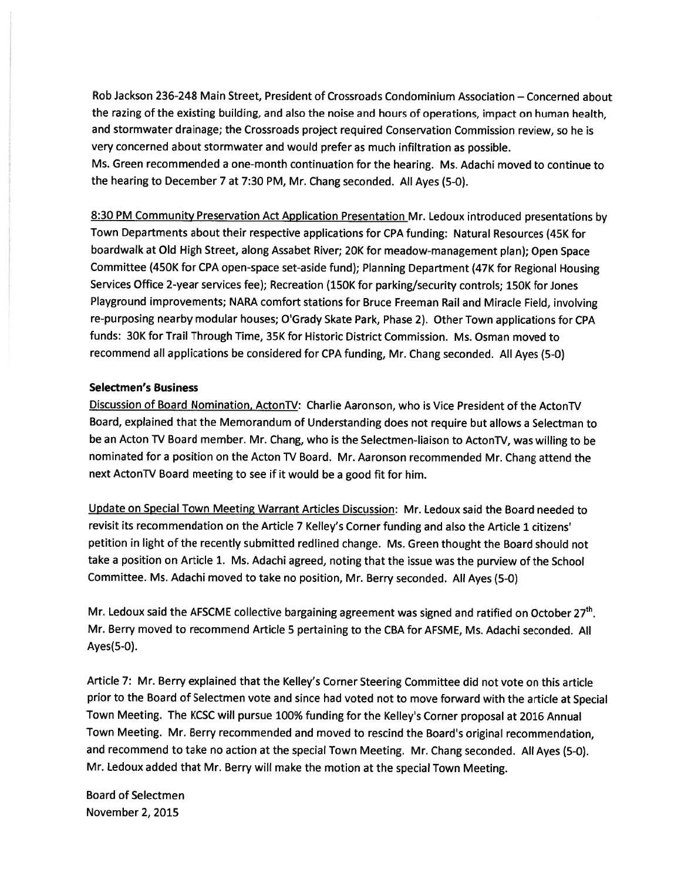Rob Jackson 236-248 Main Street, President of Crossroads Condominium Association – Concerned about the razing of the existing building, and also the noise and hours of operations, impact on human health, and stormwater drainage; the Crossroads project required Conservation Commission review, so he is very concerned about stormwater and would prefer as much infiltration as possible.
Ms. Green recommended a one-month continuation for the hearing. Ms. Adachi moved to continue to the hearing to December 7 at 7:30 PM, Mr. Chang seconded. All Ayes (5-0).

8:30 PM Community Preservation Act Application Presentation Mr. Ledoux introduced presentations by Town Departments about their respective applications for CPA funding: Natural Resources (45K for boardwalk at Old High Street, along Assabet River; 20K for meadow-management plan); Open Space Committee (450K for CPA open-space set-aside fund); Planning Department (47K for Regional Housing Services Office 2-year services fee); Recreation (150K for parking/security controls; 150K for Jones Playground improvements; NARA comfort stations for Bruce Freeman Rail and Miracle Field, involving re-purposing nearby modular houses; O'Grady Skate Park, Phase 2). Other Town applications for CPA funds: 30K for Trail Through Time, 35K for Historic District Commission. Ms. Osman moved to recommend all applications be considered for CPA funding, Mr. Chang seconded. All Ayes (5-0)

**Selectmen's Business**

Discussion of Board Nomination, ActonTV: Charlie Aaronson, who is Vice President of the ActonTV Board, explained that the Memorandum of Understanding does not require but allows a Selectman to be an Acton TV Board member. Mr. Chang, who is the Selectmen-liaison to ActonTV, was willing to be nominated for a position on the Acton TV Board. Mr. Aaronson recommended Mr. Chang attend the next ActonTV Board meeting to see if it would be a good fit for him.

Update on Special Town Meeting Warrant Articles Discussion: Mr. Ledoux said the Board needed to revisit its recommendation on the Article 7 Kelley's Corner funding and also the Article 1 citizens' petition in light of the recently submitted redlined change. Ms. Green thought the Board should not take a position on Article 1. Ms. Adachi agreed, noting that the issue was the purview of the School Committee. Ms. Adachi moved to take no position, Mr. Berry seconded. All Ayes (5-0)

Mr. Ledoux said the AFSCME collective bargaining agreement was signed and ratified on October 27th. Mr. Berry moved to recommend Article 5 pertaining to the CBA for AFSME, Ms. Adachi seconded. All Ayes(5-0).

Article 7: Mr. Berry explained that the Kelley's Corner Steering Committee did not vote on this article prior to the Board of Selectmen vote and since had voted not to move forward with the article at Special Town Meeting. The KCSC will pursue 100% funding for the Kelley's Corner proposal at 2016 Annual Town Meeting. Mr. Berry recommended and moved to rescind the Board's original recommendation, and recommend to take no action at the special Town Meeting. Mr. Chang seconded. All Ayes (5-0). Mr. Ledoux added that Mr. Berry will make the motion at the special Town Meeting.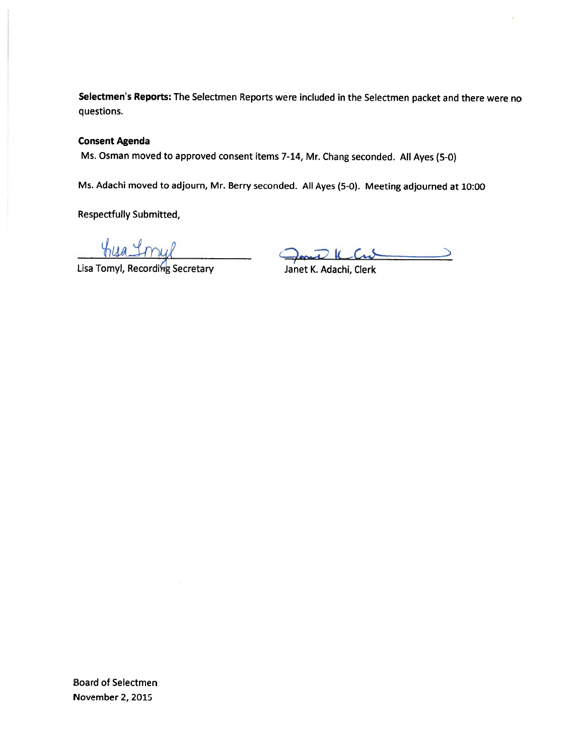**Selectmen's Reports:** The Selectmen Reports were included in the Selectmen packet and there were no questions.

**Consent Agenda**

Ms. Osman moved to approved consent items 7-14, Mr. Chang seconded. All Ayes (5-0)

Ms. Adachi moved to adjourn, Mr. Berry seconded. All Ayes (5-0). Meeting adjourned at 10:00

Respectfully Submitted,

Lisa Tomyl, Recording Secretary

Janet K. Adachi, Clerk

Board of Selectmen
November 2, 2015